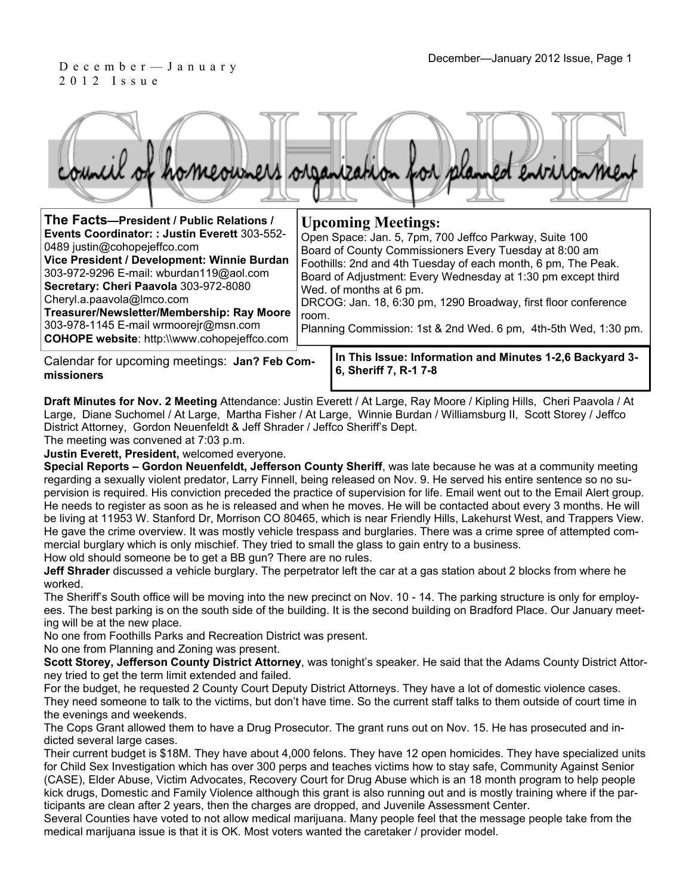December — January 2012 Issue

# COHOPE

council of homeowners organization for planned environment

**The Facts—President / Public Relations / Events Coordinator: : Justin Everett** 303-552-0489 justin@cohopejeffco.com
**Vice President / Development: Winnie Burdan** 303-972-9296 E-mail: wburdan119@aol.com
**Secretary: Cheri Paavola** 303-972-8080 Cheryl.a.paavola@lmco.com
**Treasurer/Newsletter/Membership: Ray Moore** 303-978-1145 E-mail wrmoorejr@msn.com
**COHOPE website**: http:\\www.cohopejeffco.com

## Upcoming Meetings:

Open Space: Jan. 5, 7pm, 700 Jeffco Parkway, Suite 100
Board of County Commissioners Every Tuesday at 8:00 am
Foothills: 2nd and 4th Tuesday of each month, 6 pm, The Peak.
Board of Adjustment: Every Wednesday at 1:30 pm except third Wed. of months at 6 pm.
DRCOG: Jan. 18, 6:30 pm, 1290 Broadway, first floor conference room.
Planning Commission: 1st & 2nd Wed. 6 pm, 4th-5th Wed, 1:30 pm.

Calendar for upcoming meetings: **Jan? Feb Commissioners**

**In This Issue: Information and Minutes 1-2,6 Backyard 3-6, Sheriff 7, R-1 7-8**

**Draft Minutes for Nov. 2 Meeting** Attendance: Justin Everett / At Large, Ray Moore / Kipling Hills, Cheri Paavola / At Large, Diane Suchomel / At Large, Martha Fisher / At Large, Winnie Burdan / Williamsburg II, Scott Storey / Jeffco District Attorney, Gordon Neuenfeldt & Jeff Shrader / Jeffco Sheriff's Dept.

The meeting was convened at 7:03 p.m.

**Justin Everett, President,** welcomed everyone.

**Special Reports – Gordon Neuenfeldt, Jefferson County Sheriff**, was late because he was at a community meeting regarding a sexually violent predator, Larry Finnell, being released on Nov. 9. He served his entire sentence so no supervision is required. His conviction preceded the practice of supervision for life. Email went out to the Email Alert group. He needs to register as soon as he is released and when he moves. He will be contacted about every 3 months. He will be living at 11953 W. Stanford Dr, Morrison CO 80465, which is near Friendly Hills, Lakehurst West, and Trappers View. He gave the crime overview. It was mostly vehicle trespass and burglaries. There was a crime spree of attempted commercial burglary which is only mischief. They tried to small the glass to gain entry to a business.

How old should someone be to get a BB gun? There are no rules.

**Jeff Shrader** discussed a vehicle burglary. The perpetrator left the car at a gas station about 2 blocks from where he worked.

The Sheriff's South office will be moving into the new precinct on Nov. 10 - 14. The parking structure is only for employees. The best parking is on the south side of the building. It is the second building on Bradford Place. Our January meeting will be at the new place.

No one from Foothills Parks and Recreation District was present.

No one from Planning and Zoning was present.

**Scott Storey, Jefferson County District Attorney**, was tonight's speaker. He said that the Adams County District Attorney tried to get the term limit extended and failed.

For the budget, he requested 2 County Court Deputy District Attorneys. They have a lot of domestic violence cases. They need someone to talk to the victims, but don't have time. So the current staff talks to them outside of court time in the evenings and weekends.

The Cops Grant allowed them to have a Drug Prosecutor. The grant runs out on Nov. 15. He has prosecuted and indicted several large cases.

Their current budget is $18M. They have about 4,000 felons. They have 12 open homicides. They have specialized units for Child Sex Investigation which has over 300 perps and teaches victims how to stay safe, Community Against Senior (CASE), Elder Abuse, Victim Advocates, Recovery Court for Drug Abuse which is an 18 month program to help people kick drugs, Domestic and Family Violence although this grant is also running out and is mostly training where if the participants are clean after 2 years, then the charges are dropped, and Juvenile Assessment Center.

Several Counties have voted to not allow medical marijuana. Many people feel that the message people take from the medical marijuana issue is that it is OK. Most voters wanted the caretaker / provider model.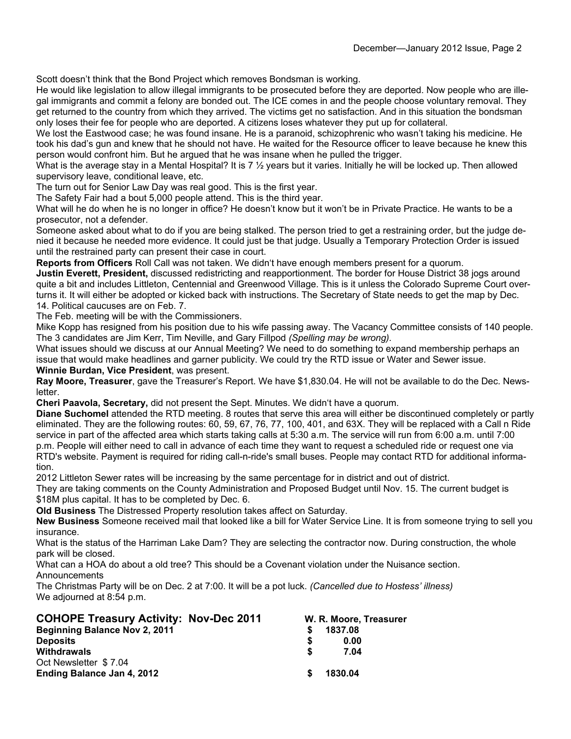Scott doesn't think that the Bond Project which removes Bondsman is working.

He would like legislation to allow illegal immigrants to be prosecuted before they are deported. Now people who are illegal immigrants and commit a felony are bonded out. The ICE comes in and the people choose voluntary removal. They get returned to the country from which they arrived. The victims get no satisfaction. And in this situation the bondsman only loses their fee for people who are deported. A citizens loses whatever they put up for collateral.

We lost the Eastwood case; he was found insane. He is a paranoid, schizophrenic who wasn't taking his medicine. He took his dad's gun and knew that he should not have. He waited for the Resource officer to leave because he knew this person would confront him. But he argued that he was insane when he pulled the trigger.

What is the average stay in a Mental Hospital? It is 7 ½ years but it varies. Initially he will be locked up. Then allowed supervisory leave, conditional leave, etc.

The turn out for Senior Law Day was real good. This is the first year.

The Safety Fair had a bout 5,000 people attend. This is the third year.

What will he do when he is no longer in office? He doesn't know but it won't be in Private Practice. He wants to be a prosecutor, not a defender.

Someone asked about what to do if you are being stalked. The person tried to get a restraining order, but the judge denied it because he needed more evidence. It could just be that judge. Usually a Temporary Protection Order is issued until the restrained party can present their case in court.

**Reports from Officers** Roll Call was not taken. We didn't have enough members present for a quorum.

**Justin Everett, President,** discussed redistricting and reapportionment. The border for House District 38 jogs around quite a bit and includes Littleton, Centennial and Greenwood Village. This is it unless the Colorado Supreme Court overturns it. It will either be adopted or kicked back with instructions. The Secretary of State needs to get the map by Dec. 14. Political caucuses are on Feb. 7.

The Feb. meeting will be with the Commissioners.

Mike Kopp has resigned from his position due to his wife passing away. The Vacancy Committee consists of 140 people. The 3 candidates are Jim Kerr, Tim Neville, and Gary Fillpod *(Spelling may be wrong).*

What issues should we discuss at our Annual Meeting? We need to do something to expand membership perhaps an issue that would make headlines and garner publicity. We could try the RTD issue or Water and Sewer issue.

**Winnie Burdan, Vice President**, was present.

**Ray Moore, Treasurer**, gave the Treasurer's Report. We have $1,830.04. He will not be available to do the Dec. Newsletter.

**Cheri Paavola, Secretary,** did not present the Sept. Minutes. We didn't have a quorum.

**Diane Suchomel** attended the RTD meeting. 8 routes that serve this area will either be discontinued completely or partly eliminated. They are the following routes: 60, 59, 67, 76, 77, 100, 401, and 63X. They will be replaced with a Call n Ride service in part of the affected area which starts taking calls at 5:30 a.m. The service will run from 6:00 a.m. until 7:00 p.m. People will either need to call in advance of each time they want to request a scheduled ride or request one via RTD's website. Payment is required for riding call-n-ride's small buses. People may contact RTD for additional information.

2012 Littleton Sewer rates will be increasing by the same percentage for in district and out of district.

They are taking comments on the County Administration and Proposed Budget until Nov. 15. The current budget is $18M plus capital. It has to be completed by Dec. 6.

**Old Business** The Distressed Property resolution takes affect on Saturday.

**New Business** Someone received mail that looked like a bill for Water Service Line. It is from someone trying to sell you insurance.

What is the status of the Harriman Lake Dam? They are selecting the contractor now. During construction, the whole park will be closed.

What can a HOA do about a old tree? This should be a Covenant violation under the Nuisance section.

Announcements

The Christmas Party will be on Dec. 2 at 7:00. It will be a pot luck. *(Cancelled due to Hostess' illness)*

We adjourned at 8:54 p.m.

## COHOPE Treasury Activity: Nov-Dec 2011

**W. R. Moore, Treasurer**

| | |
|---|---|
| **Beginning Balance Nov 2, 2011** | **$ 1837.08** |
| **Deposits** | **$ 0.00** |
| **Withdrawals** | **$ 7.04** |
| Oct Newsletter $ 7.04 | |
| **Ending Balance Jan 4, 2012** | **$ 1830.04** |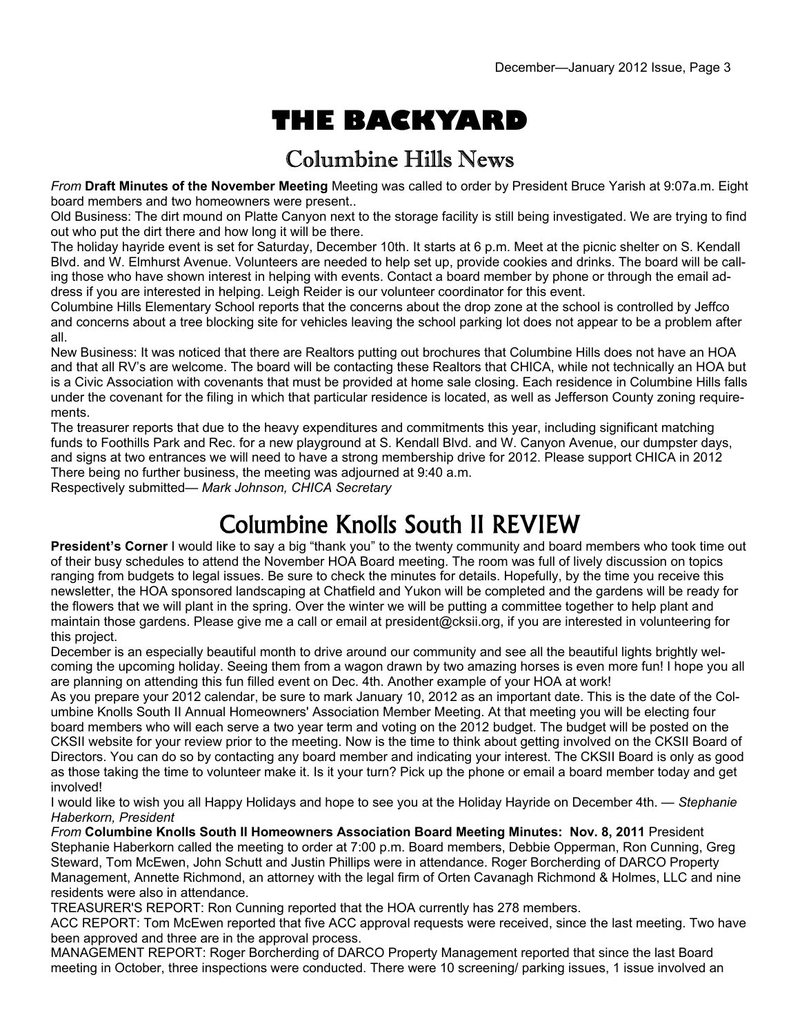# THE BACKYARD

## Columbine Hills News

*From* **Draft Minutes of the November Meeting** Meeting was called to order by President Bruce Yarish at 9:07a.m. Eight board members and two homeowners were present..

Old Business: The dirt mound on Platte Canyon next to the storage facility is still being investigated. We are trying to find out who put the dirt there and how long it will be there.

The holiday hayride event is set for Saturday, December 10th. It starts at 6 p.m. Meet at the picnic shelter on S. Kendall Blvd. and W. Elmhurst Avenue. Volunteers are needed to help set up, provide cookies and drinks. The board will be calling those who have shown interest in helping with events. Contact a board member by phone or through the email address if you are interested in helping. Leigh Reider is our volunteer coordinator for this event.

Columbine Hills Elementary School reports that the concerns about the drop zone at the school is controlled by Jeffco and concerns about a tree blocking site for vehicles leaving the school parking lot does not appear to be a problem after all.

New Business: It was noticed that there are Realtors putting out brochures that Columbine Hills does not have an HOA and that all RV's are welcome. The board will be contacting these Realtors that CHICA, while not technically an HOA but is a Civic Association with covenants that must be provided at home sale closing. Each residence in Columbine Hills falls under the covenant for the filing in which that particular residence is located, as well as Jefferson County zoning requirements.

The treasurer reports that due to the heavy expenditures and commitments this year, including significant matching funds to Foothills Park and Rec. for a new playground at S. Kendall Blvd. and W. Canyon Avenue, our dumpster days, and signs at two entrances we will need to have a strong membership drive for 2012. Please support CHICA in 2012

There being no further business, the meeting was adjourned at 9:40 a.m.

Respectively submitted— *Mark Johnson, CHICA Secretary*

## Columbine Knolls South II REVIEW

**President's Corner** I would like to say a big "thank you" to the twenty community and board members who took time out of their busy schedules to attend the November HOA Board meeting. The room was full of lively discussion on topics ranging from budgets to legal issues. Be sure to check the minutes for details. Hopefully, by the time you receive this newsletter, the HOA sponsored landscaping at Chatfield and Yukon will be completed and the gardens will be ready for the flowers that we will plant in the spring. Over the winter we will be putting a committee together to help plant and maintain those gardens. Please give me a call or email at president@cksii.org, if you are interested in volunteering for this project.

December is an especially beautiful month to drive around our community and see all the beautiful lights brightly welcoming the upcoming holiday. Seeing them from a wagon drawn by two amazing horses is even more fun! I hope you all are planning on attending this fun filled event on Dec. 4th. Another example of your HOA at work!

As you prepare your 2012 calendar, be sure to mark January 10, 2012 as an important date. This is the date of the Columbine Knolls South II Annual Homeowners' Association Member Meeting. At that meeting you will be electing four board members who will each serve a two year term and voting on the 2012 budget. The budget will be posted on the CKSII website for your review prior to the meeting. Now is the time to think about getting involved on the CKSII Board of Directors. You can do so by contacting any board member and indicating your interest. The CKSII Board is only as good as those taking the time to volunteer make it. Is it your turn? Pick up the phone or email a board member today and get involved!

I would like to wish you all Happy Holidays and hope to see you at the Holiday Hayride on December 4th. — *Stephanie Haberkorn, President*

*From* **Columbine Knolls South II Homeowners Association Board Meeting Minutes: Nov. 8, 2011** President Stephanie Haberkorn called the meeting to order at 7:00 p.m. Board members, Debbie Opperman, Ron Cunning, Greg Steward, Tom McEwen, John Schutt and Justin Phillips were in attendance. Roger Borcherding of DARCO Property Management, Annette Richmond, an attorney with the legal firm of Orten Cavanagh Richmond & Holmes, LLC and nine residents were also in attendance.

TREASURER'S REPORT: Ron Cunning reported that the HOA currently has 278 members.

ACC REPORT: Tom McEwen reported that five ACC approval requests were received, since the last meeting. Two have been approved and three are in the approval process.

MANAGEMENT REPORT: Roger Borcherding of DARCO Property Management reported that since the last Board meeting in October, three inspections were conducted. There were 10 screening/ parking issues, 1 issue involved an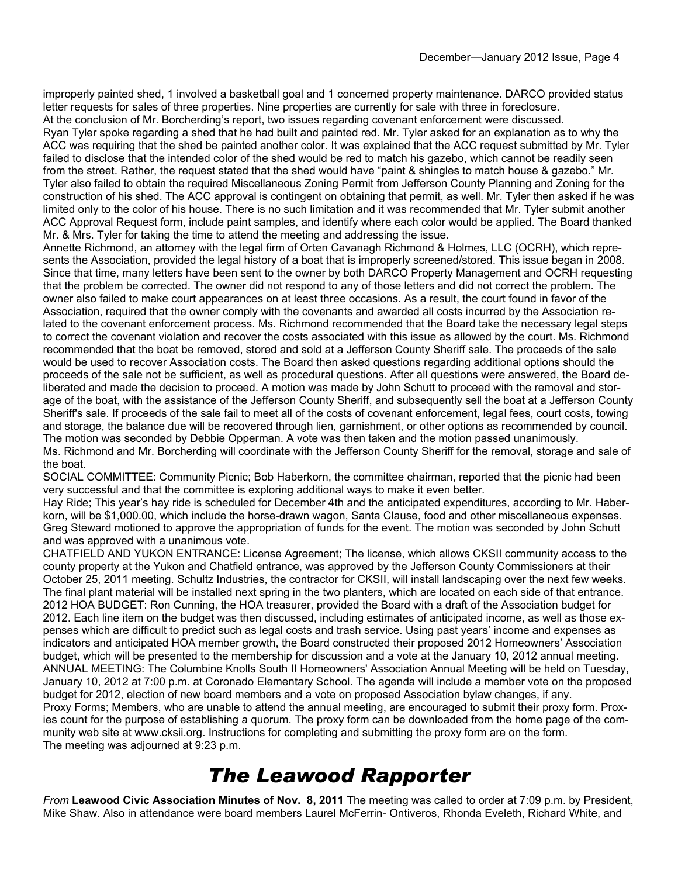improperly painted shed, 1 involved a basketball goal and 1 concerned property maintenance. DARCO provided status letter requests for sales of three properties. Nine properties are currently for sale with three in foreclosure.

At the conclusion of Mr. Borcherding's report, two issues regarding covenant enforcement were discussed.

Ryan Tyler spoke regarding a shed that he had built and painted red. Mr. Tyler asked for an explanation as to why the ACC was requiring that the shed be painted another color. It was explained that the ACC request submitted by Mr. Tyler failed to disclose that the intended color of the shed would be red to match his gazebo, which cannot be readily seen from the street. Rather, the request stated that the shed would have "paint & shingles to match house & gazebo." Mr. Tyler also failed to obtain the required Miscellaneous Zoning Permit from Jefferson County Planning and Zoning for the construction of his shed. The ACC approval is contingent on obtaining that permit, as well. Mr. Tyler then asked if he was limited only to the color of his house. There is no such limitation and it was recommended that Mr. Tyler submit another ACC Approval Request form, include paint samples, and identify where each color would be applied. The Board thanked Mr. & Mrs. Tyler for taking the time to attend the meeting and addressing the issue.

Annette Richmond, an attorney with the legal firm of Orten Cavanagh Richmond & Holmes, LLC (OCRH), which represents the Association, provided the legal history of a boat that is improperly screened/stored. This issue began in 2008. Since that time, many letters have been sent to the owner by both DARCO Property Management and OCRH requesting that the problem be corrected. The owner did not respond to any of those letters and did not correct the problem. The owner also failed to make court appearances on at least three occasions. As a result, the court found in favor of the Association, required that the owner comply with the covenants and awarded all costs incurred by the Association related to the covenant enforcement process. Ms. Richmond recommended that the Board take the necessary legal steps to correct the covenant violation and recover the costs associated with this issue as allowed by the court. Ms. Richmond recommended that the boat be removed, stored and sold at a Jefferson County Sheriff sale. The proceeds of the sale would be used to recover Association costs. The Board then asked questions regarding additional options should the proceeds of the sale not be sufficient, as well as procedural questions. After all questions were answered, the Board deliberated and made the decision to proceed. A motion was made by John Schutt to proceed with the removal and storage of the boat, with the assistance of the Jefferson County Sheriff, and subsequently sell the boat at a Jefferson County Sheriff's sale. If proceeds of the sale fail to meet all of the costs of covenant enforcement, legal fees, court costs, towing and storage, the balance due will be recovered through lien, garnishment, or other options as recommended by council. The motion was seconded by Debbie Opperman. A vote was then taken and the motion passed unanimously.

Ms. Richmond and Mr. Borcherding will coordinate with the Jefferson County Sheriff for the removal, storage and sale of the boat.

SOCIAL COMMITTEE: Community Picnic; Bob Haberkorn, the committee chairman, reported that the picnic had been very successful and that the committee is exploring additional ways to make it even better.

Hay Ride; This year's hay ride is scheduled for December 4th and the anticipated expenditures, according to Mr. Haberkorn, will be $1,000.00, which include the horse-drawn wagon, Santa Clause, food and other miscellaneous expenses. Greg Steward motioned to approve the appropriation of funds for the event. The motion was seconded by John Schutt and was approved with a unanimous vote.

CHATFIELD AND YUKON ENTRANCE: License Agreement; The license, which allows CKSII community access to the county property at the Yukon and Chatfield entrance, was approved by the Jefferson County Commissioners at their October 25, 2011 meeting. Schultz Industries, the contractor for CKSII, will install landscaping over the next few weeks. The final plant material will be installed next spring in the two planters, which are located on each side of that entrance.

2012 HOA BUDGET: Ron Cunning, the HOA treasurer, provided the Board with a draft of the Association budget for 2012. Each line item on the budget was then discussed, including estimates of anticipated income, as well as those expenses which are difficult to predict such as legal costs and trash service. Using past years' income and expenses as indicators and anticipated HOA member growth, the Board constructed their proposed 2012 Homeowners' Association budget, which will be presented to the membership for discussion and a vote at the January 10, 2012 annual meeting.

ANNUAL MEETING: The Columbine Knolls South II Homeowners' Association Annual Meeting will be held on Tuesday, January 10, 2012 at 7:00 p.m. at Coronado Elementary School. The agenda will include a member vote on the proposed budget for 2012, election of new board members and a vote on proposed Association bylaw changes, if any.

Proxy Forms; Members, who are unable to attend the annual meeting, are encouraged to submit their proxy form. Proxies count for the purpose of establishing a quorum. The proxy form can be downloaded from the home page of the community web site at www.cksii.org. Instructions for completing and submitting the proxy form are on the form.

The meeting was adjourned at 9:23 p.m.

# *The Leawood Rapporter*

*From* **Leawood Civic Association Minutes of Nov. 8, 2011** The meeting was called to order at 7:09 p.m. by President, Mike Shaw. Also in attendance were board members Laurel McFerrin- Ontiveros, Rhonda Eveleth, Richard White, and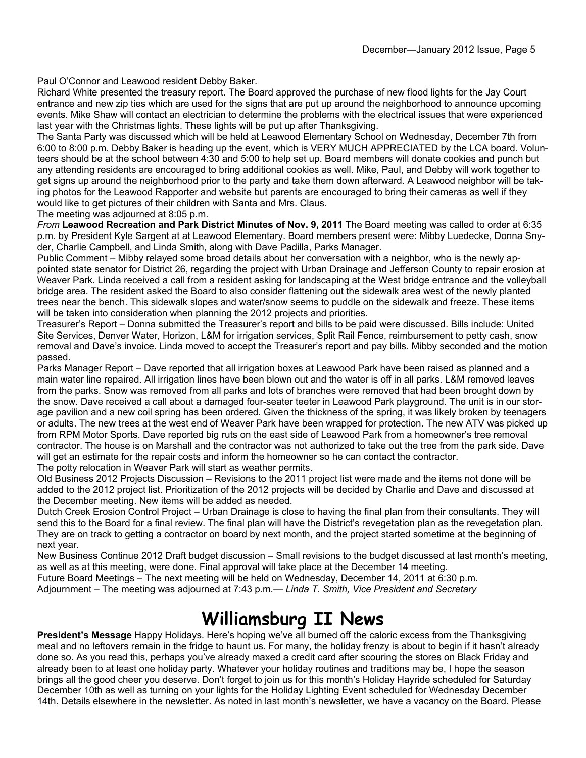Paul O'Connor and Leawood resident Debby Baker.

Richard White presented the treasury report. The Board approved the purchase of new flood lights for the Jay Court entrance and new zip ties which are used for the signs that are put up around the neighborhood to announce upcoming events. Mike Shaw will contact an electrician to determine the problems with the electrical issues that were experienced last year with the Christmas lights. These lights will be put up after Thanksgiving.

The Santa Party was discussed which will be held at Leawood Elementary School on Wednesday, December 7th from 6:00 to 8:00 p.m. Debby Baker is heading up the event, which is VERY MUCH APPRECIATED by the LCA board. Volunteers should be at the school between 4:30 and 5:00 to help set up. Board members will donate cookies and punch but any attending residents are encouraged to bring additional cookies as well. Mike, Paul, and Debby will work together to get signs up around the neighborhood prior to the party and take them down afterward. A Leawood neighbor will be taking photos for the Leawood Rapporter and website but parents are encouraged to bring their cameras as well if they would like to get pictures of their children with Santa and Mrs. Claus.

The meeting was adjourned at 8:05 p.m.

*From* **Leawood Recreation and Park District Minutes of Nov. 9, 2011** The Board meeting was called to order at 6:35 p.m. by President Kyle Sargent at at Leawood Elementary. Board members present were: Mibby Luedecke, Donna Snyder, Charlie Campbell, and Linda Smith, along with Dave Padilla, Parks Manager.

Public Comment – Mibby relayed some broad details about her conversation with a neighbor, who is the newly appointed state senator for District 26, regarding the project with Urban Drainage and Jefferson County to repair erosion at Weaver Park. Linda received a call from a resident asking for landscaping at the West bridge entrance and the volleyball bridge area. The resident asked the Board to also consider flattening out the sidewalk area west of the newly planted trees near the bench. This sidewalk slopes and water/snow seems to puddle on the sidewalk and freeze. These items will be taken into consideration when planning the 2012 projects and priorities.

Treasurer's Report – Donna submitted the Treasurer's report and bills to be paid were discussed. Bills include: United Site Services, Denver Water, Horizon, L&M for irrigation services, Split Rail Fence, reimbursement to petty cash, snow removal and Dave's invoice. Linda moved to accept the Treasurer's report and pay bills. Mibby seconded and the motion passed.

Parks Manager Report – Dave reported that all irrigation boxes at Leawood Park have been raised as planned and a main water line repaired. All irrigation lines have been blown out and the water is off in all parks. L&M removed leaves from the parks. Snow was removed from all parks and lots of branches were removed that had been brought down by the snow. Dave received a call about a damaged four-seater teeter in Leawood Park playground. The unit is in our storage pavilion and a new coil spring has been ordered. Given the thickness of the spring, it was likely broken by teenagers or adults. The new trees at the west end of Weaver Park have been wrapped for protection. The new ATV was picked up from RPM Motor Sports. Dave reported big ruts on the east side of Leawood Park from a homeowner's tree removal contractor. The house is on Marshall and the contractor was not authorized to take out the tree from the park side. Dave will get an estimate for the repair costs and inform the homeowner so he can contact the contractor.

The potty relocation in Weaver Park will start as weather permits.

Old Business 2012 Projects Discussion – Revisions to the 2011 project list were made and the items not done will be added to the 2012 project list. Prioritization of the 2012 projects will be decided by Charlie and Dave and discussed at the December meeting. New items will be added as needed.

Dutch Creek Erosion Control Project – Urban Drainage is close to having the final plan from their consultants. They will send this to the Board for a final review. The final plan will have the District's revegetation plan as the revegetation plan. They are on track to getting a contractor on board by next month, and the project started sometime at the beginning of next year.

New Business Continue 2012 Draft budget discussion – Small revisions to the budget discussed at last month's meeting, as well as at this meeting, were done. Final approval will take place at the December 14 meeting.

Future Board Meetings – The next meeting will be held on Wednesday, December 14, 2011 at 6:30 p.m.

Adjournment – The meeting was adjourned at 7:43 p.m.— *Linda T. Smith, Vice President and Secretary*

# Williamsburg II News

**President's Message** Happy Holidays. Here's hoping we've all burned off the caloric excess from the Thanksgiving meal and no leftovers remain in the fridge to haunt us. For many, the holiday frenzy is about to begin if it hasn't already done so. As you read this, perhaps you've already maxed a credit card after scouring the stores on Black Friday and already been to at least one holiday party. Whatever your holiday routines and traditions may be, I hope the season brings all the good cheer you deserve. Don't forget to join us for this month's Holiday Hayride scheduled for Saturday December 10th as well as turning on your lights for the Holiday Lighting Event scheduled for Wednesday December 14th. Details elsewhere in the newsletter. As noted in last month's newsletter, we have a vacancy on the Board. Please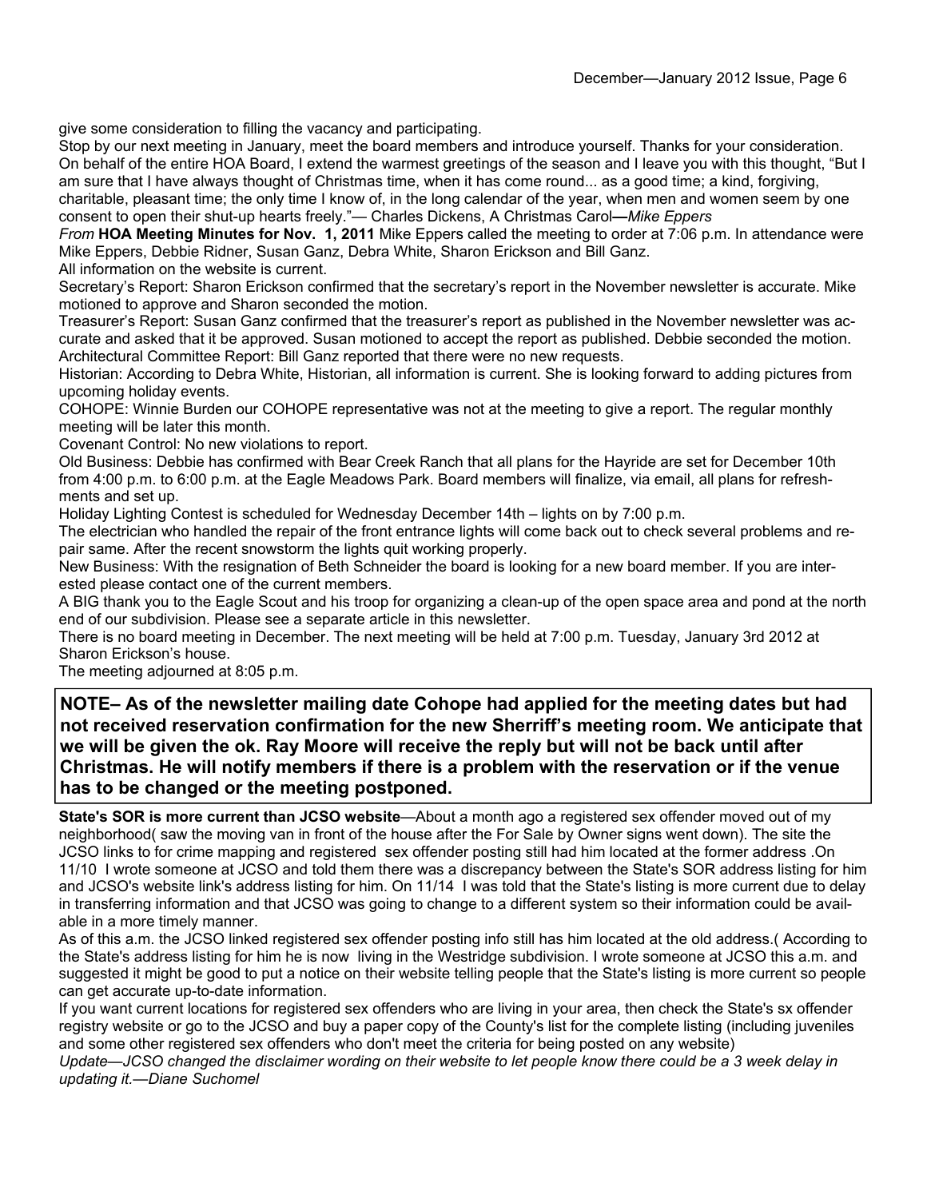give some consideration to filling the vacancy and participating.

Stop by our next meeting in January, meet the board members and introduce yourself. Thanks for your consideration. On behalf of the entire HOA Board, I extend the warmest greetings of the season and I leave you with this thought, "But I am sure that I have always thought of Christmas time, when it has come round... as a good time; a kind, forgiving, charitable, pleasant time; the only time I know of, in the long calendar of the year, when men and women seem by one consent to open their shut-up hearts freely."— Charles Dickens, A Christmas Carol**—***Mike Eppers*

*From* **HOA Meeting Minutes for Nov. 1, 2011** Mike Eppers called the meeting to order at 7:06 p.m. In attendance were Mike Eppers, Debbie Ridner, Susan Ganz, Debra White, Sharon Erickson and Bill Ganz.

All information on the website is current.

Secretary's Report: Sharon Erickson confirmed that the secretary's report in the November newsletter is accurate. Mike motioned to approve and Sharon seconded the motion.

Treasurer's Report: Susan Ganz confirmed that the treasurer's report as published in the November newsletter was accurate and asked that it be approved. Susan motioned to accept the report as published. Debbie seconded the motion.

Architectural Committee Report: Bill Ganz reported that there were no new requests.

Historian: According to Debra White, Historian, all information is current. She is looking forward to adding pictures from upcoming holiday events.

COHOPE: Winnie Burden our COHOPE representative was not at the meeting to give a report. The regular monthly meeting will be later this month.

Covenant Control: No new violations to report.

Old Business: Debbie has confirmed with Bear Creek Ranch that all plans for the Hayride are set for December 10th from 4:00 p.m. to 6:00 p.m. at the Eagle Meadows Park. Board members will finalize, via email, all plans for refreshments and set up.

Holiday Lighting Contest is scheduled for Wednesday December 14th – lights on by 7:00 p.m.

The electrician who handled the repair of the front entrance lights will come back out to check several problems and repair same. After the recent snowstorm the lights quit working properly.

New Business: With the resignation of Beth Schneider the board is looking for a new board member. If you are interested please contact one of the current members.

A BIG thank you to the Eagle Scout and his troop for organizing a clean-up of the open space area and pond at the north end of our subdivision. Please see a separate article in this newsletter.

There is no board meeting in December. The next meeting will be held at 7:00 p.m. Tuesday, January 3rd 2012 at Sharon Erickson's house.

The meeting adjourned at 8:05 p.m.

**NOTE– As of the newsletter mailing date Cohope had applied for the meeting dates but had not received reservation confirmation for the new Sherriff's meeting room. We anticipate that we will be given the ok. Ray Moore will receive the reply but will not be back until after Christmas. He will notify members if there is a problem with the reservation or if the venue has to be changed or the meeting postponed.**

**State's SOR is more current than JCSO website**—About a month ago a registered sex offender moved out of my neighborhood( saw the moving van in front of the house after the For Sale by Owner signs went down). The site the JCSO links to for crime mapping and registered sex offender posting still had him located at the former address .On 11/10 I wrote someone at JCSO and told them there was a discrepancy between the State's SOR address listing for him and JCSO's website link's address listing for him. On 11/14 I was told that the State's listing is more current due to delay in transferring information and that JCSO was going to change to a different system so their information could be available in a more timely manner.

As of this a.m. the JCSO linked registered sex offender posting info still has him located at the old address.( According to the State's address listing for him he is now living in the Westridge subdivision. I wrote someone at JCSO this a.m. and suggested it might be good to put a notice on their website telling people that the State's listing is more current so people can get accurate up-to-date information.

If you want current locations for registered sex offenders who are living in your area, then check the State's sx offender registry website or go to the JCSO and buy a paper copy of the County's list for the complete listing (including juveniles and some other registered sex offenders who don't meet the criteria for being posted on any website)

*Update—JCSO changed the disclaimer wording on their website to let people know there could be a 3 week delay in updating it.—Diane Suchomel*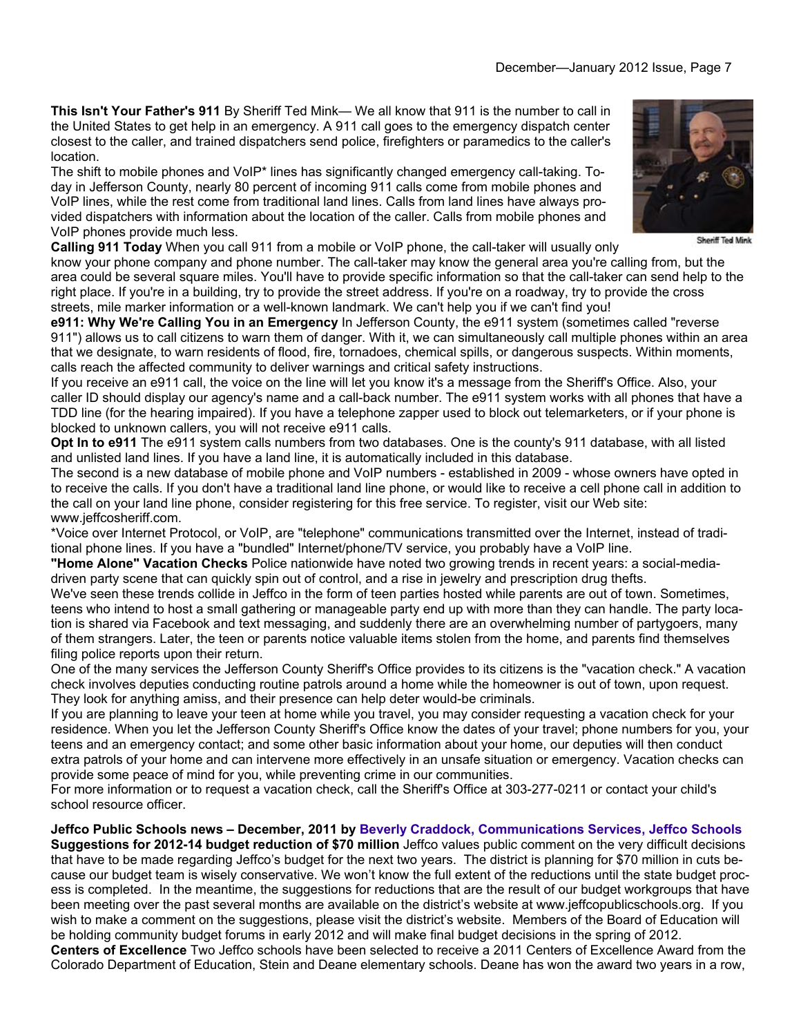**This Isn't Your Father's 911** By Sheriff Ted Mink— We all know that 911 is the number to call in the United States to get help in an emergency. A 911 call goes to the emergency dispatch center closest to the caller, and trained dispatchers send police, firefighters or paramedics to the caller's location.

The shift to mobile phones and VoIP* lines has significantly changed emergency call-taking. Today in Jefferson County, nearly 80 percent of incoming 911 calls come from mobile phones and VoIP lines, while the rest come from traditional land lines. Calls from land lines have always provided dispatchers with information about the location of the caller. Calls from mobile phones and VoIP phones provide much less.

Sheriff Ted Mink

**Calling 911 Today** When you call 911 from a mobile or VoIP phone, the call-taker will usually only know your phone company and phone number. The call-taker may know the general area you're calling from, but the area could be several square miles. You'll have to provide specific information so that the call-taker can send help to the right place. If you're in a building, try to provide the street address. If you're on a roadway, try to provide the cross streets, mile marker information or a well-known landmark. We can't help you if we can't find you!

**e911: Why We're Calling You in an Emergency** In Jefferson County, the e911 system (sometimes called "reverse 911") allows us to call citizens to warn them of danger. With it, we can simultaneously call multiple phones within an area that we designate, to warn residents of flood, fire, tornadoes, chemical spills, or dangerous suspects. Within moments, calls reach the affected community to deliver warnings and critical safety instructions.

If you receive an e911 call, the voice on the line will let you know it's a message from the Sheriff's Office. Also, your caller ID should display our agency's name and a call-back number. The e911 system works with all phones that have a TDD line (for the hearing impaired). If you have a telephone zapper used to block out telemarketers, or if your phone is blocked to unknown callers, you will not receive e911 calls.

**Opt In to e911** The e911 system calls numbers from two databases. One is the county's 911 database, with all listed and unlisted land lines. If you have a land line, it is automatically included in this database.

The second is a new database of mobile phone and VoIP numbers - established in 2009 - whose owners have opted in to receive the calls. If you don't have a traditional land line phone, or would like to receive a cell phone call in addition to the call on your land line phone, consider registering for this free service. To register, visit our Web site: www.jeffcosheriff.com.

*Voice over Internet Protocol, or VoIP, are "telephone" communications transmitted over the Internet, instead of traditional phone lines. If you have a "bundled" Internet/phone/TV service, you probably have a VoIP line.

**"Home Alone" Vacation Checks** Police nationwide have noted two growing trends in recent years: a social-media-driven party scene that can quickly spin out of control, and a rise in jewelry and prescription drug thefts.

We've seen these trends collide in Jeffco in the form of teen parties hosted while parents are out of town. Sometimes, teens who intend to host a small gathering or manageable party end up with more than they can handle. The party location is shared via Facebook and text messaging, and suddenly there are an overwhelming number of partygoers, many of them strangers. Later, the teen or parents notice valuable items stolen from the home, and parents find themselves filing police reports upon their return.

One of the many services the Jefferson County Sheriff's Office provides to its citizens is the "vacation check." A vacation check involves deputies conducting routine patrols around a home while the homeowner is out of town, upon request. They look for anything amiss, and their presence can help deter would-be criminals.

If you are planning to leave your teen at home while you travel, you may consider requesting a vacation check for your residence. When you let the Jefferson County Sheriff's Office know the dates of your travel; phone numbers for you, your teens and an emergency contact; and some other basic information about your home, our deputies will then conduct extra patrols of your home and can intervene more effectively in an unsafe situation or emergency. Vacation checks can provide some peace of mind for you, while preventing crime in our communities.

For more information or to request a vacation check, call the Sheriff's Office at 303-277-0211 or contact your child's school resource officer.

**Jeffco Public Schools news – December, 2011 by Beverly Craddock, Communications Services, Jeffco Schools**

**Suggestions for 2012-14 budget reduction of $70 million** Jeffco values public comment on the very difficult decisions that have to be made regarding Jeffco's budget for the next two years. The district is planning for $70 million in cuts because our budget team is wisely conservative. We won't know the full extent of the reductions until the state budget process is completed. In the meantime, the suggestions for reductions that are the result of our budget workgroups that have been meeting over the past several months are available on the district's website at www.jeffcopublicschools.org. If you wish to make a comment on the suggestions, please visit the district's website. Members of the Board of Education will be holding community budget forums in early 2012 and will make final budget decisions in the spring of 2012.

**Centers of Excellence** Two Jeffco schools have been selected to receive a 2011 Centers of Excellence Award from the Colorado Department of Education, Stein and Deane elementary schools. Deane has won the award two years in a row,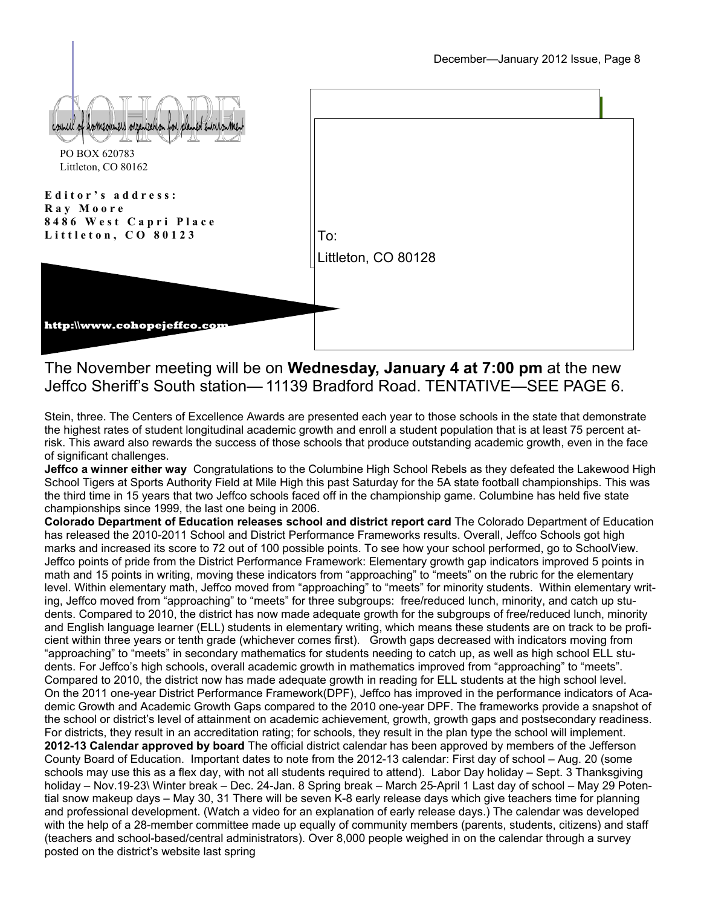COHOPE

council of homeowners organization for planned environment

PO BOX 620783
Littleton, CO 80162

**Editor's address:**
**Ray Moore**
**8486 West Capri Place**
**Littleton, CO 80123**

**http:\\www.cohopejeffco.com**

To:

Littleton, CO 80128

The November meeting will be on **Wednesday, January 4 at 7:00 pm** at the new Jeffco Sheriff's South station— 11139 Bradford Road. TENTATIVE—SEE PAGE 6.

Stein, three. The Centers of Excellence Awards are presented each year to those schools in the state that demonstrate the highest rates of student longitudinal academic growth and enroll a student population that is at least 75 percent at-risk. This award also rewards the success of those schools that produce outstanding academic growth, even in the face of significant challenges.

**Jeffco a winner either way** Congratulations to the Columbine High School Rebels as they defeated the Lakewood High School Tigers at Sports Authority Field at Mile High this past Saturday for the 5A state football championships. This was the third time in 15 years that two Jeffco schools faced off in the championship game. Columbine has held five state championships since 1999, the last one being in 2006.

**Colorado Department of Education releases school and district report card** The Colorado Department of Education has released the 2010-2011 School and District Performance Frameworks results. Overall, Jeffco Schools got high marks and increased its score to 72 out of 100 possible points. To see how your school performed, go to SchoolView. Jeffco points of pride from the District Performance Framework: Elementary growth gap indicators improved 5 points in math and 15 points in writing, moving these indicators from "approaching" to "meets" on the rubric for the elementary level. Within elementary math, Jeffco moved from "approaching" to "meets" for minority students. Within elementary writing, Jeffco moved from "approaching" to "meets" for three subgroups: free/reduced lunch, minority, and catch up students. Compared to 2010, the district has now made adequate growth for the subgroups of free/reduced lunch, minority and English language learner (ELL) students in elementary writing, which means these students are on track to be proficient within three years or tenth grade (whichever comes first). Growth gaps decreased with indicators moving from "approaching" to "meets" in secondary mathematics for students needing to catch up, as well as high school ELL students. For Jeffco's high schools, overall academic growth in mathematics improved from "approaching" to "meets". Compared to 2010, the district now has made adequate growth in reading for ELL students at the high school level. On the 2011 one-year District Performance Framework(DPF), Jeffco has improved in the performance indicators of Academic Growth and Academic Growth Gaps compared to the 2010 one-year DPF. The frameworks provide a snapshot of the school or district's level of attainment on academic achievement, growth, growth gaps and postsecondary readiness. For districts, they result in an accreditation rating; for schools, they result in the plan type the school will implement.

**2012-13 Calendar approved by board** The official district calendar has been approved by members of the Jefferson County Board of Education. Important dates to note from the 2012-13 calendar: First day of school – Aug. 20 (some schools may use this as a flex day, with not all students required to attend). Labor Day holiday – Sept. 3 Thanksgiving holiday – Nov.19-23\ Winter break – Dec. 24-Jan. 8 Spring break – March 25-April 1 Last day of school – May 29 Potential snow makeup days – May 30, 31 There will be seven K-8 early release days which give teachers time for planning and professional development. (Watch a video for an explanation of early release days.) The calendar was developed with the help of a 28-member committee made up equally of community members (parents, students, citizens) and staff (teachers and school-based/central administrators). Over 8,000 people weighed in on the calendar through a survey posted on the district's website last spring